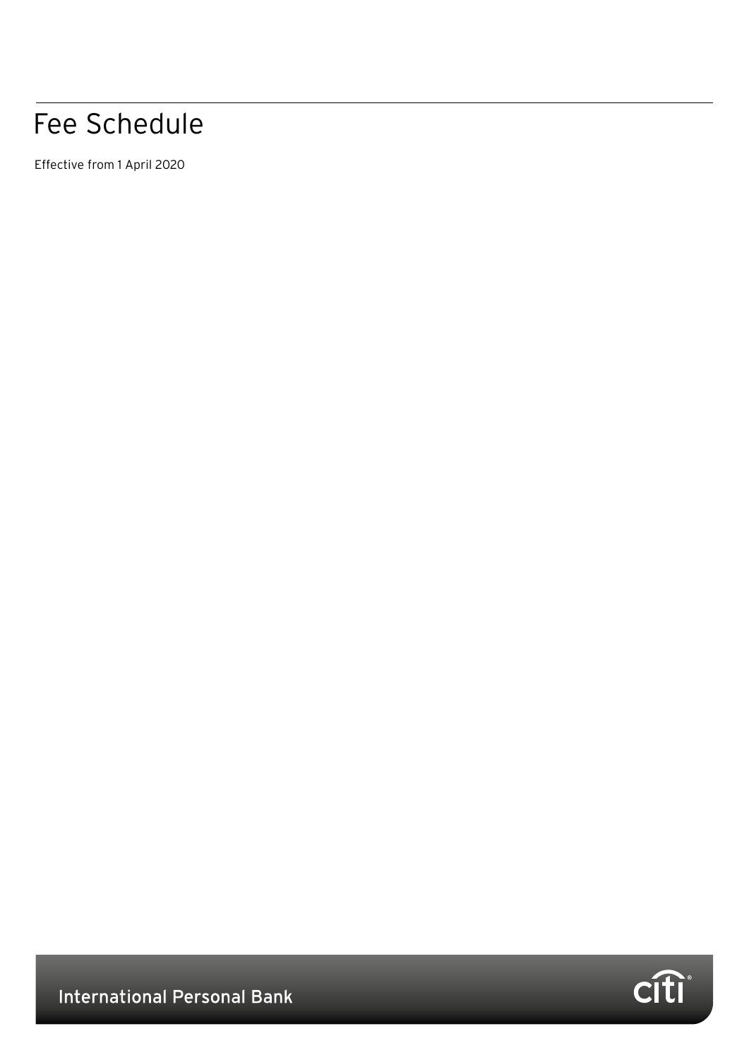# Fee Schedule

Effective from 1 April 2020

International Personal Bank

citi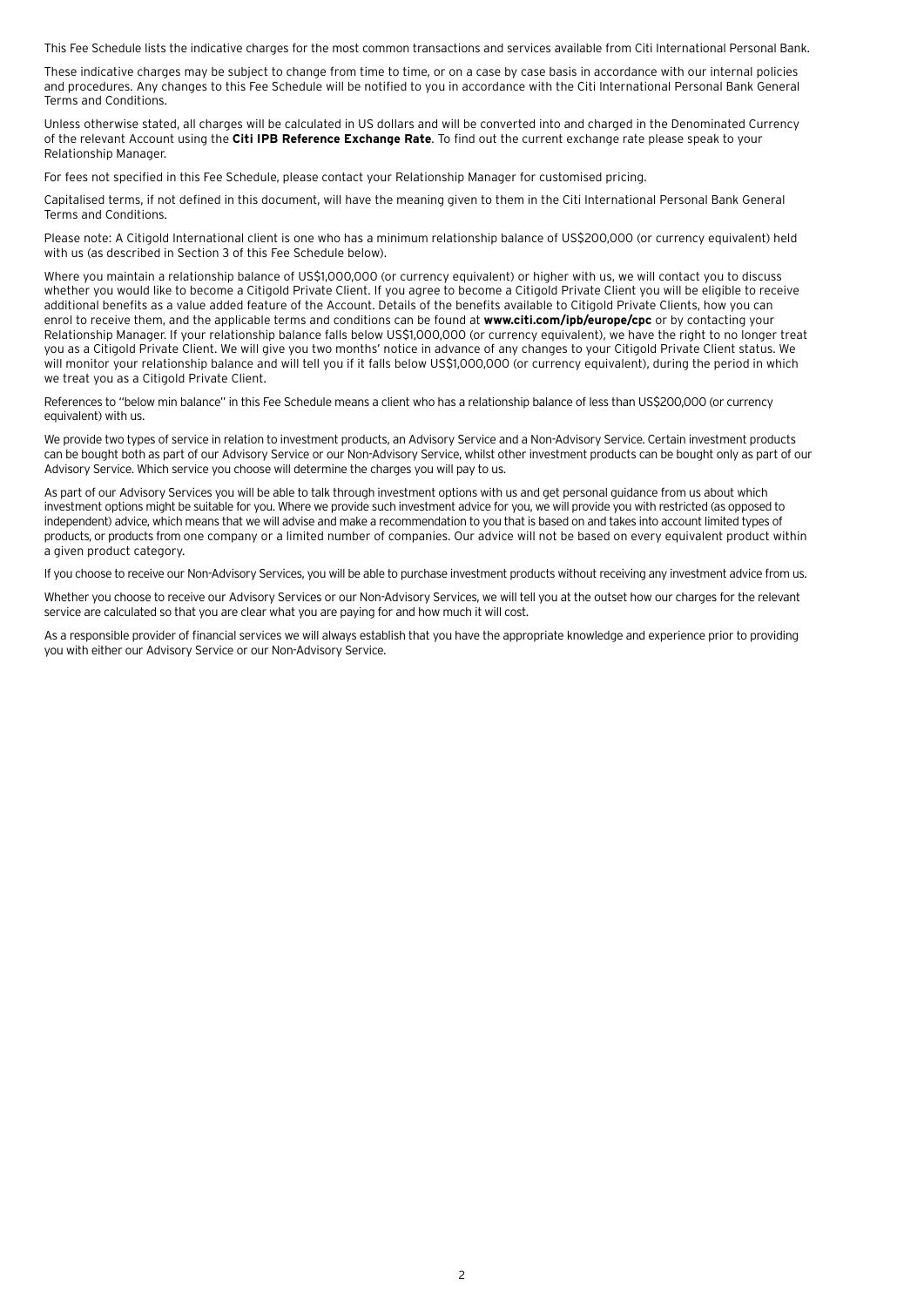This Fee Schedule lists the indicative charges for the most common transactions and services available from Citi International Personal Bank.

These indicative charges may be subject to change from time to time, or on a case by case basis in accordance with our internal policies and procedures. Any changes to this Fee Schedule will be notified to you in accordance with the Citi International Personal Bank General Terms and Conditions.

Unless otherwise stated, all charges will be calculated in US dollars and will be converted into and charged in the Denominated Currency of the relevant Account using the **Citi IPB Reference Exchange Rate**. To find out the current exchange rate please speak to your Relationship Manager.

For fees not specified in this Fee Schedule, please contact your Relationship Manager for customised pricing.

Capitalised terms, if not defined in this document, will have the meaning given to them in the Citi International Personal Bank General Terms and Conditions.

Please note: A Citigold International client is one who has a minimum relationship balance of US$200,000 (or currency equivalent) held with us (as described in Section 3 of this Fee Schedule below).

Where you maintain a relationship balance of US$1,000,000 (or currency equivalent) or higher with us, we will contact you to discuss whether you would like to become a Citigold Private Client. If you agree to become a Citigold Private Client you will be eligible to receive additional benefits as a value added feature of the Account. Details of the benefits available to Citigold Private Clients, how you can enrol to receive them, and the applicable terms and conditions can be found at **www.citi.com/ipb/europe/cpc** or by contacting your Relationship Manager. If your relationship balance falls below US$1,000,000 (or currency equivalent), we have the right to no longer treat you as a Citigold Private Client. We will give you two months' notice in advance of any changes to your Citigold Private Client status. We will monitor your relationship balance and will tell you if it falls below US$1,000,000 (or currency equivalent), during the period in which we treat you as a Citigold Private Client.

References to "below min balance" in this Fee Schedule means a client who has a relationship balance of less than US$200,000 (or currency equivalent) with us.

We provide two types of service in relation to investment products, an Advisory Service and a Non-Advisory Service. Certain investment products can be bought both as part of our Advisory Service or our Non-Advisory Service, whilst other investment products can be bought only as part of our Advisory Service. Which service you choose will determine the charges you will pay to us.

As part of our Advisory Services you will be able to talk through investment options with us and get personal guidance from us about which investment options might be suitable for you. Where we provide such investment advice for you, we will provide you with restricted (as opposed to independent) advice, which means that we will advise and make a recommendation to you that is based on and takes into account limited types of products, or products from one company or a limited number of companies. Our advice will not be based on every equivalent product within a given product category.

If you choose to receive our Non-Advisory Services, you will be able to purchase investment products without receiving any investment advice from us.

Whether you choose to receive our Advisory Services or our Non-Advisory Services, we will tell you at the outset how our charges for the relevant service are calculated so that you are clear what you are paying for and how much it will cost.

As a responsible provider of financial services we will always establish that you have the appropriate knowledge and experience prior to providing you with either our Advisory Service or our Non-Advisory Service.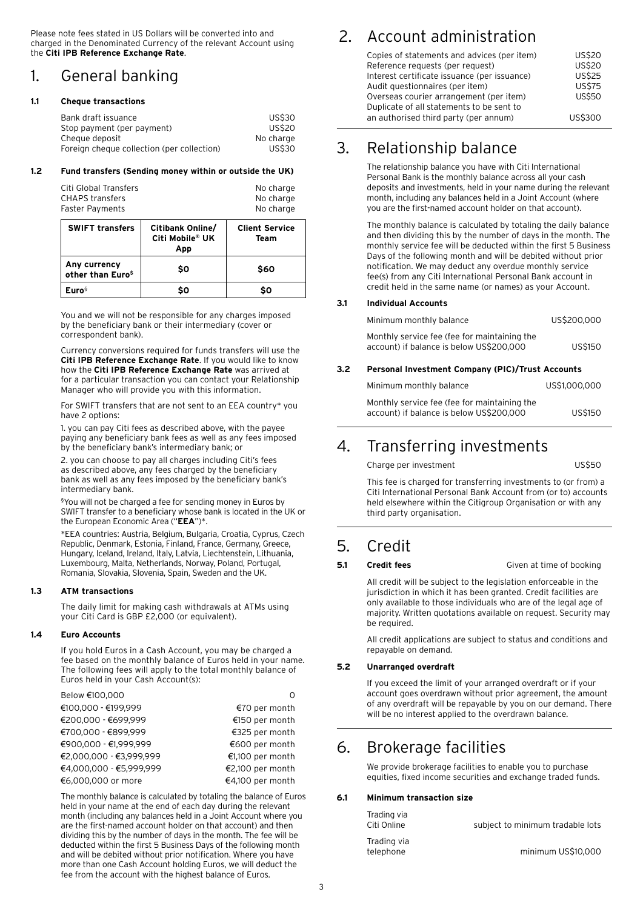Please note fees stated in US Dollars will be converted into and charged in the Denominated Currency of the relevant Account using the **Citi IPB Reference Exchange Rate**.

# 1. General banking

### 1.1 Cheque transactions

| | |
|---|---|
| Bank draft issuance | US$30 |
| Stop payment (per payment) | US$20 |
| Cheque deposit | No charge |
| Foreign cheque collection (per collection) | US$30 |

### 1.2 Fund transfers (Sending money within or outside the UK)

| | |
|---|---|
| Citi Global Transfers | No charge |
| CHAPS transfers | No charge |
| Faster Payments | No charge |

| SWIFT transfers | Citibank Online/ Citi Mobile® UK App | Client Service Team |
|---|---|---|
| Any currency other than Euro§ | $0 | $60 |
| Euro§ | $0 | $0 |

You and we will not be responsible for any charges imposed by the beneficiary bank or their intermediary (cover or correspondent bank).

Currency conversions required for funds transfers will use the **Citi IPB Reference Exchange Rate**. If you would like to know how the **Citi IPB Reference Exchange Rate** was arrived at for a particular transaction you can contact your Relationship Manager who will provide you with this information.

For SWIFT transfers that are not sent to an EEA country* you have 2 options:

1. you can pay Citi fees as described above, with the payee paying any beneficiary bank fees as well as any fees imposed by the beneficiary bank's intermediary bank; or

2. you can choose to pay all charges including Citi's fees as described above, any fees charged by the beneficiary bank as well as any fees imposed by the beneficiary bank's intermediary bank.

§You will not be charged a fee for sending money in Euros by SWIFT transfer to a beneficiary whose bank is located in the UK or the European Economic Area ("**EEA**")*.

*EEA countries: Austria, Belgium, Bulgaria, Croatia, Cyprus, Czech Republic, Denmark, Estonia, Finland, France, Germany, Greece, Hungary, Iceland, Ireland, Italy, Latvia, Liechtenstein, Lithuania, Luxembourg, Malta, Netherlands, Norway, Poland, Portugal, Romania, Slovakia, Slovenia, Spain, Sweden and the UK.

### 1.3 ATM transactions

The daily limit for making cash withdrawals at ATMs using your Citi Card is GBP £2,000 (or equivalent).

### 1.4 Euro Accounts

If you hold Euros in a Cash Account, you may be charged a fee based on the monthly balance of Euros held in your name. The following fees will apply to the total monthly balance of Euros held in your Cash Account(s):

| | |
|---|---|
| Below €100,000 | 0 |
| €100,000 - €199,999 | €70 per month |
| €200,000 - €699,999 | €150 per month |
| €700,000 - €899,999 | €325 per month |
| €900,000 - €1,999,999 | €600 per month |
| €2,000,000 - €3,999,999 | €1,100 per month |
| €4,000,000 - €5,999,999 | €2,100 per month |
| €6,000,000 or more | €4,100 per month |

The monthly balance is calculated by totaling the balance of Euros held in your name at the end of each day during the relevant month (including any balances held in a Joint Account where you are the first-named account holder on that account) and then dividing this by the number of days in the month. The fee will be deducted within the first 5 Business Days of the following month and will be debited without prior notification. Where you have more than one Cash Account holding Euros, we will deduct the fee from the account with the highest balance of Euros.

# 2. Account administration

| | |
|---|---|
| Copies of statements and advices (per item) | US$20 |
| Reference requests (per request) | US$20 |
| Interest certificate issuance (per issuance) | US$25 |
| Audit questionnaires (per item) | US$75 |
| Overseas courier arrangement (per item) | US$50 |
| Duplicate of all statements to be sent to an authorised third party (per annum) | US$300 |

# 3. Relationship balance

The relationship balance you have with Citi International Personal Bank is the monthly balance across all your cash deposits and investments, held in your name during the relevant month, including any balances held in a Joint Account (where you are the first-named account holder on that account).

The monthly balance is calculated by totaling the daily balance and then dividing this by the number of days in the month. The monthly service fee will be deducted within the first 5 Business Days of the following month and will be debited without prior notification. We may deduct any overdue monthly service fee(s) from any Citi International Personal Bank account in credit held in the same name (or names) as your Account.

### 3.1 Individual Accounts

| | |
|---|---|
| Minimum monthly balance | US$200,000 |
| Monthly service fee (fee for maintaining the account) if balance is below US$200,000 | US$150 |

### 3.2 Personal Investment Company (PIC)/Trust Accounts

| | |
|---|---|
| Minimum monthly balance | US$1,000,000 |
| Monthly service fee (fee for maintaining the account) if balance is below US$200,000 | US$150 |

# 4. Transferring investments

| | |
|---|---|
| Charge per investment | US$50 |

This fee is charged for transferring investments to (or from) a Citi International Personal Bank Account from (or to) accounts held elsewhere within the Citigroup Organisation or with any third party organisation.

# 5. Credit

### 5.1 Credit fees — Given at time of booking

All credit will be subject to the legislation enforceable in the jurisdiction in which it has been granted. Credit facilities are only available to those individuals who are of the legal age of majority. Written quotations available on request. Security may be required.

All credit applications are subject to status and conditions and repayable on demand.

### 5.2 Unarranged overdraft

If you exceed the limit of your arranged overdraft or if your account goes overdrawn without prior agreement, the amount of any overdraft will be repayable by you on our demand. There will be no interest applied to the overdrawn balance.

# 6. Brokerage facilities

We provide brokerage facilities to enable you to purchase equities, fixed income securities and exchange traded funds.

### 6.1 Minimum transaction size

| | |
|---|---|
| Trading via Citi Online | subject to minimum tradable lots |
| Trading via telephone | minimum US$10,000 |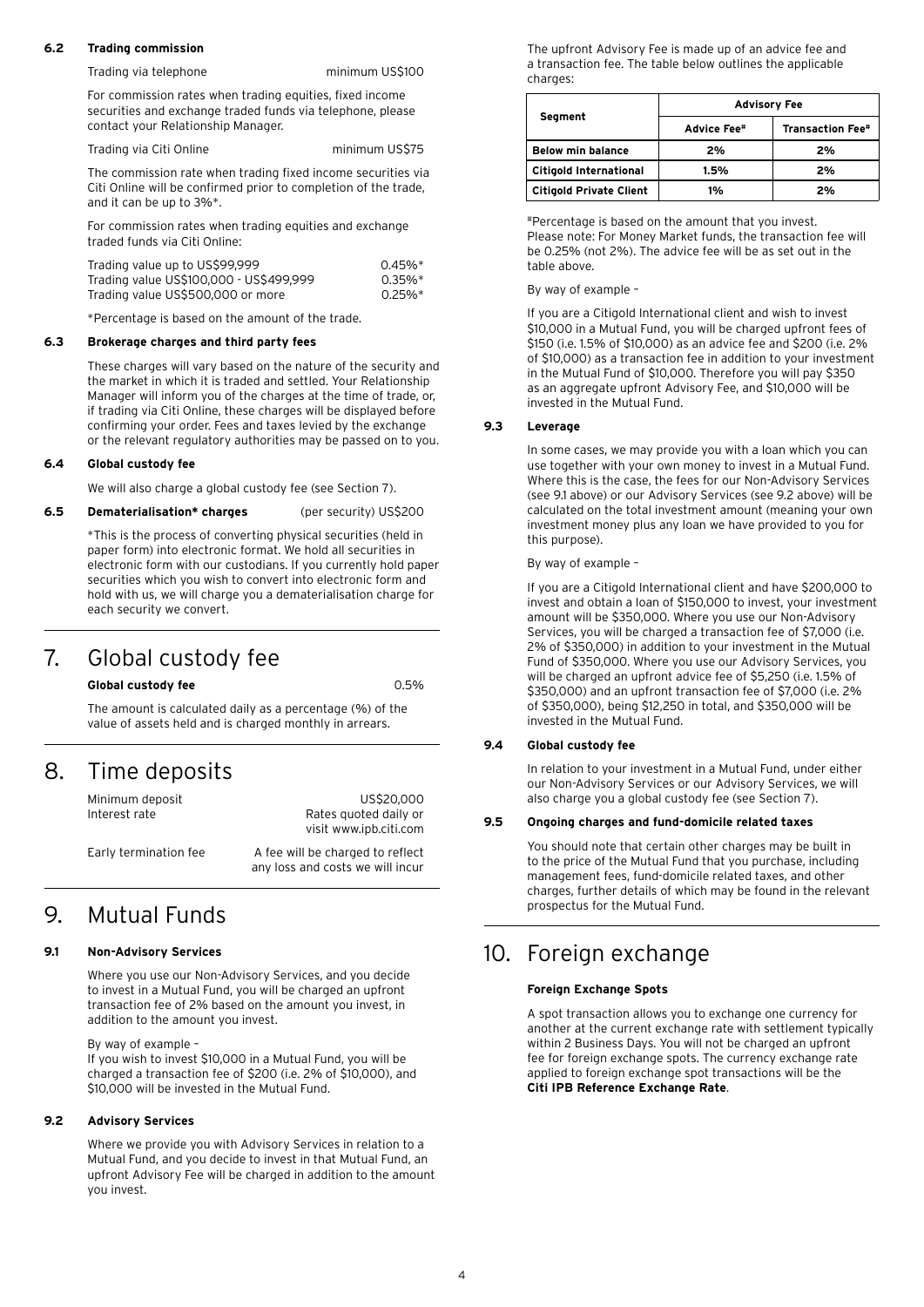### 6.2 Trading commission

Trading via telephone — minimum US$100

For commission rates when trading equities, fixed income securities and exchange traded funds via telephone, please contact your Relationship Manager.

Trading via Citi Online — minimum US$75

The commission rate when trading fixed income securities via Citi Online will be confirmed prior to completion of the trade, and it can be up to 3%*.

For commission rates when trading equities and exchange traded funds via Citi Online:

| | |
|---|---|
| Trading value up to US$99,999 | 0.45%* |
| Trading value US$100,000 - US$499,999 | 0.35%* |
| Trading value US$500,000 or more | 0.25%* |

*Percentage is based on the amount of the trade.

### 6.3 Brokerage charges and third party fees

These charges will vary based on the nature of the security and the market in which it is traded and settled. Your Relationship Manager will inform you of the charges at the time of trade, or, if trading via Citi Online, these charges will be displayed before confirming your order. Fees and taxes levied by the exchange or the relevant regulatory authorities may be passed on to you.

### 6.4 Global custody fee

We will also charge a global custody fee (see Section 7).

### 6.5 Dematerialisation* charges — (per security) US$200

*This is the process of converting physical securities (held in paper form) into electronic format. We hold all securities in electronic form with our custodians. If you currently hold paper securities which you wish to convert into electronic form and hold with us, we will charge you a dematerialisation charge for each security we convert.

## 7. Global custody fee

**Global custody fee** — 0.5%

The amount is calculated daily as a percentage (%) of the value of assets held and is charged monthly in arrears.

## 8. Time deposits

| | |
|---|---|
| Minimum deposit | US$20,000 |
| Interest rate | Rates quoted daily or visit www.ipb.citi.com |
| Early termination fee | A fee will be charged to reflect any loss and costs we will incur |

## 9. Mutual Funds

### 9.1 Non-Advisory Services

Where you use our Non-Advisory Services, and you decide to invest in a Mutual Fund, you will be charged an upfront transaction fee of 2% based on the amount you invest, in addition to the amount you invest.

By way of example –
If you wish to invest $10,000 in a Mutual Fund, you will be charged a transaction fee of $200 (i.e. 2% of $10,000), and $10,000 will be invested in the Mutual Fund.

### 9.2 Advisory Services

Where we provide you with Advisory Services in relation to a Mutual Fund, and you decide to invest in that Mutual Fund, an upfront Advisory Fee will be charged in addition to the amount you invest.

The upfront Advisory Fee is made up of an advice fee and a transaction fee. The table below outlines the applicable charges:

| Segment | Advisory Fee | |
|---|---|---|
| | **Advice Fee#** | **Transaction Fee#** |
| **Below min balance** | **2%** | **2%** |
| **Citigold International** | **1.5%** | **2%** |
| **Citigold Private Client** | **1%** | **2%** |

#Percentage is based on the amount that you invest.
Please note: For Money Market funds, the transaction fee will be 0.25% (not 2%). The advice fee will be as set out in the table above.

By way of example –

If you are a Citigold International client and wish to invest $10,000 in a Mutual Fund, you will be charged upfront fees of $150 (i.e. 1.5% of $10,000) as an advice fee and $200 (i.e. 2% of $10,000) as a transaction fee in addition to your investment in the Mutual Fund of $10,000. Therefore you will pay $350 as an aggregate upfront Advisory Fee, and $10,000 will be invested in the Mutual Fund.

### 9.3 Leverage

In some cases, we may provide you with a loan which you can use together with your own money to invest in a Mutual Fund. Where this is the case, the fees for our Non-Advisory Services (see 9.1 above) or our Advisory Services (see 9.2 above) will be calculated on the total investment amount (meaning your own investment money plus any loan we have provided to you for this purpose).

By way of example –

If you are a Citigold International client and have $200,000 to invest and obtain a loan of $150,000 to invest, your investment amount will be $350,000. Where you use our Non-Advisory Services, you will be charged a transaction fee of $7,000 (i.e. 2% of $350,000) in addition to your investment in the Mutual Fund of $350,000. Where you use our Advisory Services, you will be charged an upfront advice fee of $5,250 (i.e. 1.5% of $350,000) and an upfront transaction fee of $7,000 (i.e. 2% of $350,000), being $12,250 in total, and $350,000 will be invested in the Mutual Fund.

### 9.4 Global custody fee

In relation to your investment in a Mutual Fund, under either our Non-Advisory Services or our Advisory Services, we will also charge you a global custody fee (see Section 7).

### 9.5 Ongoing charges and fund-domicile related taxes

You should note that certain other charges may be built in to the price of the Mutual Fund that you purchase, including management fees, fund-domicile related taxes, and other charges, further details of which may be found in the relevant prospectus for the Mutual Fund.

## 10. Foreign exchange

**Foreign Exchange Spots**

A spot transaction allows you to exchange one currency for another at the current exchange rate with settlement typically within 2 Business Days. You will not be charged an upfront fee for foreign exchange spots. The currency exchange rate applied to foreign exchange spot transactions will be the **Citi IPB Reference Exchange Rate**.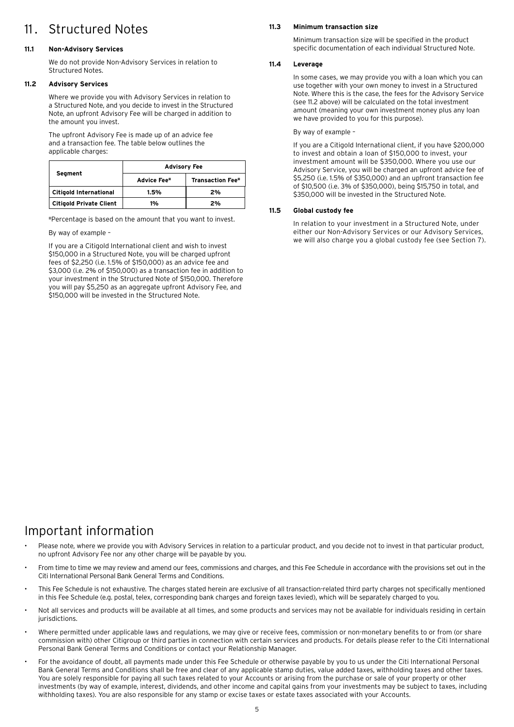# 11. Structured Notes

### 11.1 Non-Advisory Services

We do not provide Non-Advisory Services in relation to Structured Notes.

### 11.2 Advisory Services

Where we provide you with Advisory Services in relation to a Structured Note, and you decide to invest in the Structured Note, an upfront Advisory Fee will be charged in addition to the amount you invest.

The upfront Advisory Fee is made up of an advice fee and a transaction fee. The table below outlines the applicable charges:

| Segment | Advisory Fee | |
|---|---|---|
| | Advice Fee# | Transaction Fee# |
| **Citigold International** | **1.5%** | **2%** |
| **Citigold Private Client** | **1%** | **2%** |

#Percentage is based on the amount that you want to invest.

By way of example –

If you are a Citigold International client and wish to invest \$150,000 in a Structured Note, you will be charged upfront fees of \$2,250 (i.e. 1.5% of \$150,000) as an advice fee and \$3,000 (i.e. 2% of \$150,000) as a transaction fee in addition to your investment in the Structured Note of \$150,000. Therefore you will pay \$5,250 as an aggregate upfront Advisory Fee, and \$150,000 will be invested in the Structured Note.

### 11.3 Minimum transaction size

Minimum transaction size will be specified in the product specific documentation of each individual Structured Note.

### 11.4 Leverage

In some cases, we may provide you with a loan which you can use together with your own money to invest in a Structured Note. Where this is the case, the fees for the Advisory Service (see 11.2 above) will be calculated on the total investment amount (meaning your own investment money plus any loan we have provided to you for this purpose).

By way of example –

If you are a Citigold International client, if you have \$200,000 to invest and obtain a loan of \$150,000 to invest, your investment amount will be \$350,000. Where you use our Advisory Service, you will be charged an upfront advice fee of \$5,250 (i.e. 1.5% of \$350,000) and an upfront transaction fee of \$10,500 (i.e. 3% of \$350,000), being \$15,750 in total, and \$350,000 will be invested in the Structured Note.

### 11.5 Global custody fee

In relation to your investment in a Structured Note, under either our Non-Advisory Services or our Advisory Services, we will also charge you a global custody fee (see Section 7).

# Important information

- Please note, where we provide you with Advisory Services in relation to a particular product, and you decide not to invest in that particular product, no upfront Advisory Fee nor any other charge will be payable by you.
- From time to time we may review and amend our fees, commissions and charges, and this Fee Schedule in accordance with the provisions set out in the Citi International Personal Bank General Terms and Conditions.
- This Fee Schedule is not exhaustive. The charges stated herein are exclusive of all transaction-related third party charges not specifically mentioned in this Fee Schedule (e.g. postal, telex, corresponding bank charges and foreign taxes levied), which will be separately charged to you.
- Not all services and products will be available at all times, and some products and services may not be available for individuals residing in certain jurisdictions.
- Where permitted under applicable laws and regulations, we may give or receive fees, commission or non-monetary benefits to or from (or share commission with) other Citigroup or third parties in connection with certain services and products. For details please refer to the Citi International Personal Bank General Terms and Conditions or contact your Relationship Manager.
- For the avoidance of doubt, all payments made under this Fee Schedule or otherwise payable by you to us under the Citi International Personal Bank General Terms and Conditions shall be free and clear of any applicable stamp duties, value added taxes, withholding taxes and other taxes. You are solely responsible for paying all such taxes related to your Accounts or arising from the purchase or sale of your property or other investments (by way of example, interest, dividends, and other income and capital gains from your investments may be subject to taxes, including withholding taxes). You are also responsible for any stamp or excise taxes or estate taxes associated with your Accounts.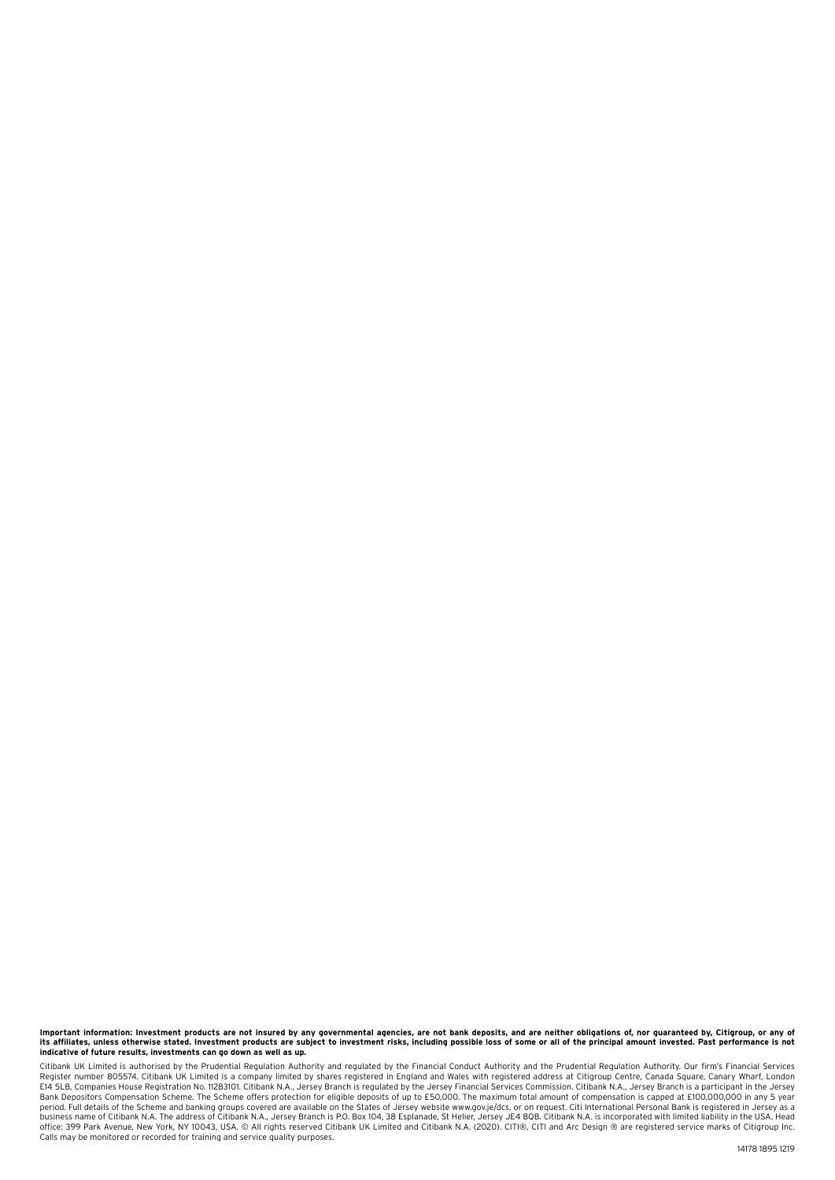**Important information: Investment products are not insured by any governmental agencies, are not bank deposits, and are neither obligations of, nor guaranteed by, Citigroup, or any of its affiliates, unless otherwise stated. Investment products are subject to investment risks, including possible loss of some or all of the principal amount invested. Past performance is not indicative of future results, investments can go down as well as up.**

Citibank UK Limited is authorised by the Prudential Regulation Authority and regulated by the Financial Conduct Authority and the Prudential Regulation Authority. Our firm's Financial Services Register number 805574. Citibank UK Limited is a company limited by shares registered in England and Wales with registered address at Citigroup Centre, Canada Square, Canary Wharf, London E14 5LB, Companies House Registration No. 11283101. Citibank N.A., Jersey Branch is regulated by the Jersey Financial Services Commission. Citibank N.A., Jersey Branch is a participant in the Jersey Bank Depositors Compensation Scheme. The Scheme offers protection for eligible deposits of up to £50,000. The maximum total amount of compensation is capped at £100,000,000 in any 5 year period. Full details of the Scheme and banking groups covered are available on the States of Jersey website www.gov.je/dcs, or on request. Citi International Personal Bank is registered in Jersey as a business name of Citibank N.A. The address of Citibank N.A., Jersey Branch is P.O. Box 104, 38 Esplanade, St Helier, Jersey JE4 8QB. Citibank N.A. is incorporated with limited liability in the USA. Head office: 399 Park Avenue, New York, NY 10043, USA. © All rights reserved Citibank UK Limited and Citibank N.A. (2020). CITI®, CITI and Arc Design ® are registered service marks of Citigroup Inc. Calls may be monitored or recorded for training and service quality purposes.

14178 1895 1219